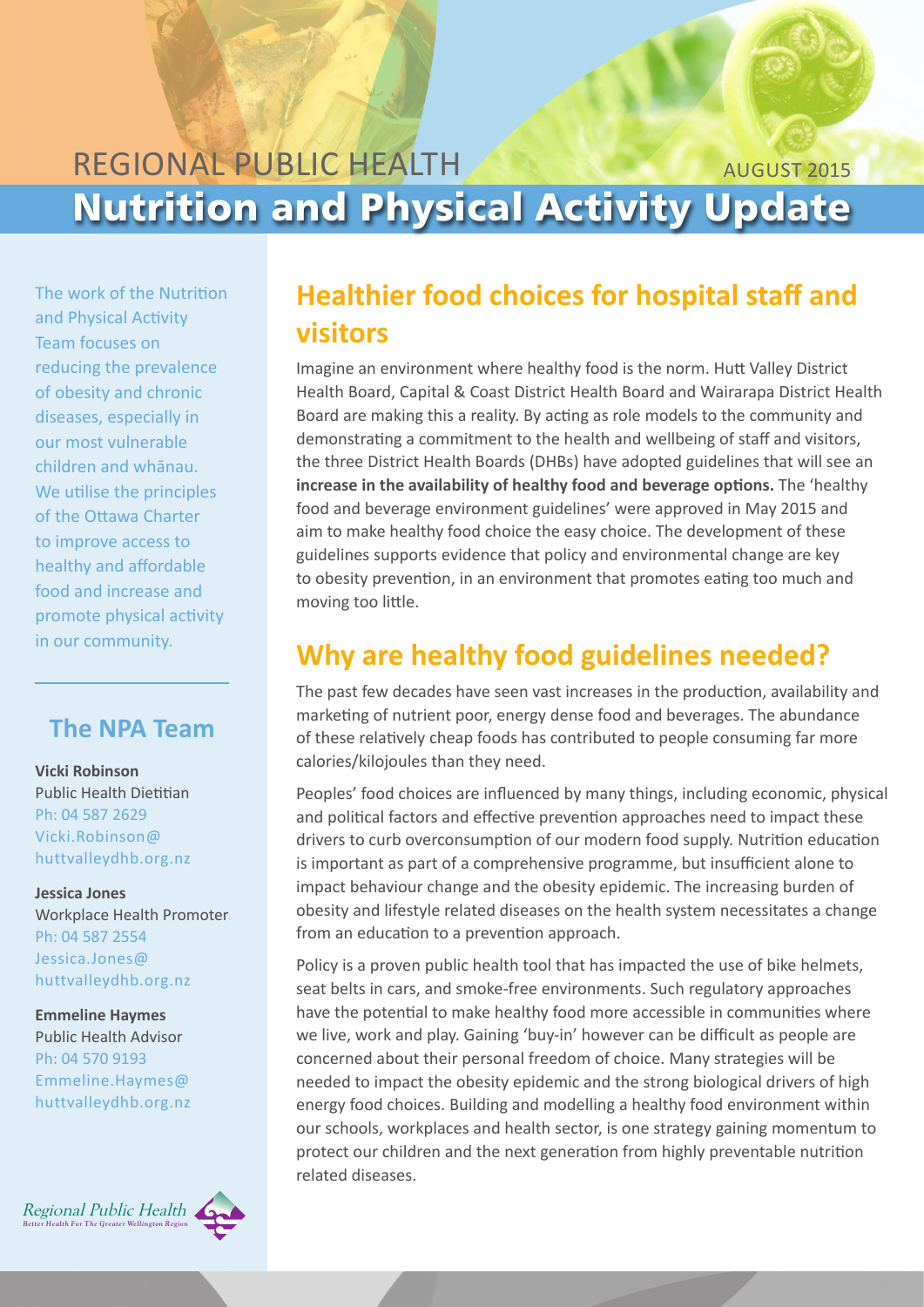REGIONAL PUBLIC HEALTH

AUGUST 2015

# Nutrition and Physical Activity Update

The work of the Nutrition and Physical Activity Team focuses on reducing the prevalence of obesity and chronic diseases, especially in our most vulnerable children and whānau. We utilise the principles of the Ottawa Charter to improve access to healthy and affordable food and increase and promote physical activity in our community.

## The NPA Team

**Vicki Robinson**
Public Health Dietitian
Ph: 04 587 2629
Vicki.Robinson@huttvalleydhb.org.nz

**Jessica Jones**
Workplace Health Promoter
Ph: 04 587 2554
Jessica.Jones@huttvalleydhb.org.nz

**Emmeline Haymes**
Public Health Advisor
Ph: 04 570 9193
Emmeline.Haymes@huttvalleydhb.org.nz

Regional Public Health
Better Health For The Greater Wellington Region

## Healthier food choices for hospital staff and visitors

Imagine an environment where healthy food is the norm. Hutt Valley District Health Board, Capital & Coast District Health Board and Wairarapa District Health Board are making this a reality. By acting as role models to the community and demonstrating a commitment to the health and wellbeing of staff and visitors, the three District Health Boards (DHBs) have adopted guidelines that will see an **increase in the availability of healthy food and beverage options.** The 'healthy food and beverage environment guidelines' were approved in May 2015 and aim to make healthy food choice the easy choice. The development of these guidelines supports evidence that policy and environmental change are key to obesity prevention, in an environment that promotes eating too much and moving too little.

## Why are healthy food guidelines needed?

The past few decades have seen vast increases in the production, availability and marketing of nutrient poor, energy dense food and beverages. The abundance of these relatively cheap foods has contributed to people consuming far more calories/kilojoules than they need.

Peoples' food choices are influenced by many things, including economic, physical and political factors and effective prevention approaches need to impact these drivers to curb overconsumption of our modern food supply. Nutrition education is important as part of a comprehensive programme, but insufficient alone to impact behaviour change and the obesity epidemic. The increasing burden of obesity and lifestyle related diseases on the health system necessitates a change from an education to a prevention approach.

Policy is a proven public health tool that has impacted the use of bike helmets, seat belts in cars, and smoke-free environments. Such regulatory approaches have the potential to make healthy food more accessible in communities where we live, work and play. Gaining 'buy-in' however can be difficult as people are concerned about their personal freedom of choice. Many strategies will be needed to impact the obesity epidemic and the strong biological drivers of high energy food choices. Building and modelling a healthy food environment within our schools, workplaces and health sector, is one strategy gaining momentum to protect our children and the next generation from highly preventable nutrition related diseases.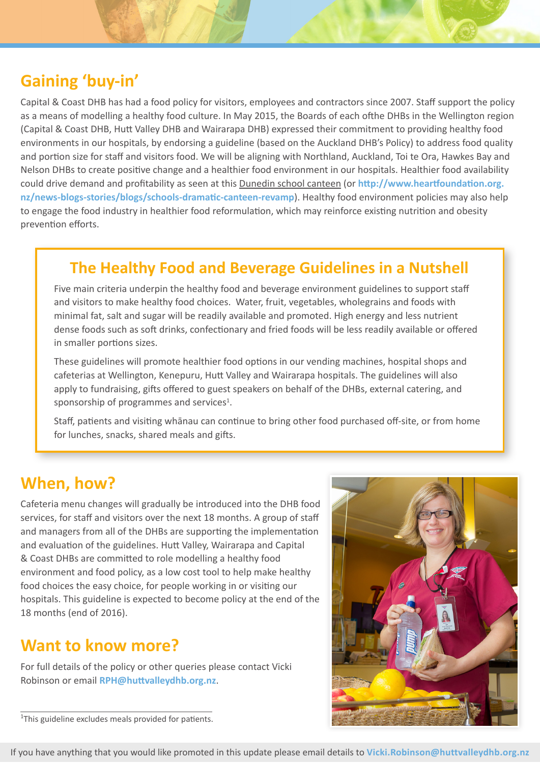## Gaining 'buy-in'

Capital & Coast DHB has had a food policy for visitors, employees and contractors since 2007. Staff support the policy as a means of modelling a healthy food culture. In May 2015, the Boards of each ofthe DHBs in the Wellington region (Capital & Coast DHB, Hutt Valley DHB and Wairarapa DHB) expressed their commitment to providing healthy food environments in our hospitals, by endorsing a guideline (based on the Auckland DHB's Policy) to address food quality and portion size for staff and visitors food. We will be aligning with Northland, Auckland, Toi te Ora, Hawkes Bay and Nelson DHBs to create positive change and a healthier food environment in our hospitals. Healthier food availability could drive demand and profitability as seen at this Dunedin school canteen (or **http://www.heartfoundation.org.nz/news-blogs-stories/blogs/schools-dramatic-canteen-revamp**). Healthy food environment policies may also help to engage the food industry in healthier food reformulation, which may reinforce existing nutrition and obesity prevention efforts.

## The Healthy Food and Beverage Guidelines in a Nutshell

Five main criteria underpin the healthy food and beverage environment guidelines to support staff and visitors to make healthy food choices. Water, fruit, vegetables, wholegrains and foods with minimal fat, salt and sugar will be readily available and promoted. High energy and less nutrient dense foods such as soft drinks, confectionary and fried foods will be less readily available or offered in smaller portions sizes.

These guidelines will promote healthier food options in our vending machines, hospital shops and cafeterias at Wellington, Kenepuru, Hutt Valley and Wairarapa hospitals. The guidelines will also apply to fundraising, gifts offered to guest speakers on behalf of the DHBs, external catering, and sponsorship of programmes and services[1].

Staff, patients and visiting whānau can continue to bring other food purchased off-site, or from home for lunches, snacks, shared meals and gifts.

## When, how?

Cafeteria menu changes will gradually be introduced into the DHB food services, for staff and visitors over the next 18 months. A group of staff and managers from all of the DHBs are supporting the implementation and evaluation of the guidelines. Hutt Valley, Wairarapa and Capital & Coast DHBs are committed to role modelling a healthy food environment and food policy, as a low cost tool to help make healthy food choices the easy choice, for people working in or visiting our hospitals. This guideline is expected to become policy at the end of the 18 months (end of 2016).

## Want to know more?

For full details of the policy or other queries please contact Vicki Robinson or email **RPH@huttvalleydhb.org.nz**.

[1] This guideline excludes meals provided for patients.

If you have anything that you would like promoted in this update please email details to **Vicki.Robinson@huttvalleydhb.org.nz**